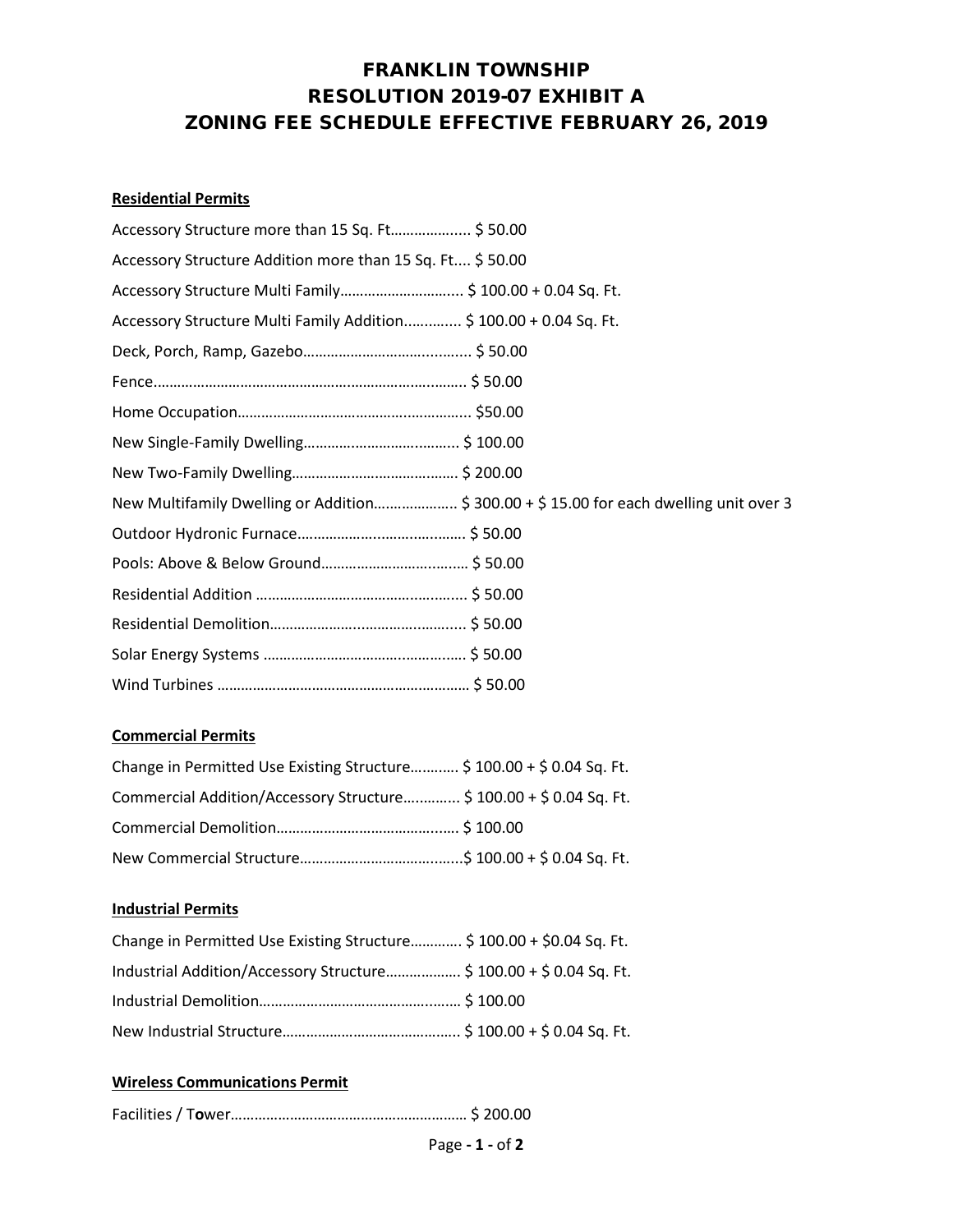# FRANKLIN TOWNSHIP
# RESOLUTION 2019-07 EXHIBIT A
# ZONING FEE SCHEDULE EFFECTIVE FEBRUARY 26, 2019

**Residential Permits**

Accessory Structure more than 15 Sq. Ft.................. $ 50.00

Accessory Structure Addition more than 15 Sq. Ft.... $ 50.00

Accessory Structure Multi Family............................. $ 100.00 + 0.04 Sq. Ft.

Accessory Structure Multi Family Addition............. $ 100.00 + 0.04 Sq. Ft.

Deck, Porch, Ramp, Gazebo......................................... $ 50.00

Fence............................................................................ $ 50.00

Home Occupation......................................................... $50.00

New Single-Family Dwelling...................................... $ 100.00

New Two-Family Dwelling......................................... $ 200.00

New Multifamily Dwelling or Addition.................... $ 300.00 + $ 15.00 for each dwelling unit over 3

Outdoor Hydronic Furnace.......................................... $ 50.00

Pools: Above & Below Ground.................................... $ 50.00

Residential Addition ................................................... $ 50.00

Residential Demolition................................................ $ 50.00

Solar Energy Systems ................................................. $ 50.00

Wind Turbines ............................................................. $ 50.00

**Commercial Permits**

Change in Permitted Use Existing Structure........... $ 100.00 + $ 0.04 Sq. Ft.

Commercial Addition/Accessory Structure............. $ 100.00 + $ 0.04 Sq. Ft.

Commercial Demolition............................................. $ 100.00

New Commercial Structure.........................................$ 100.00 + $ 0.04 Sq. Ft.

**Industrial Permits**

Change in Permitted Use Existing Structure............ $ 100.00 + $0.04 Sq. Ft.

Industrial Addition/Accessory Structure.................. $ 100.00 + $ 0.04 Sq. Ft.

Industrial Demolition.................................................. $ 100.00

New Industrial Structure............................................. $ 100.00 + $ 0.04 Sq. Ft.

**Wireless Communications Permit**

Facilities / Tower.......................................................... $ 200.00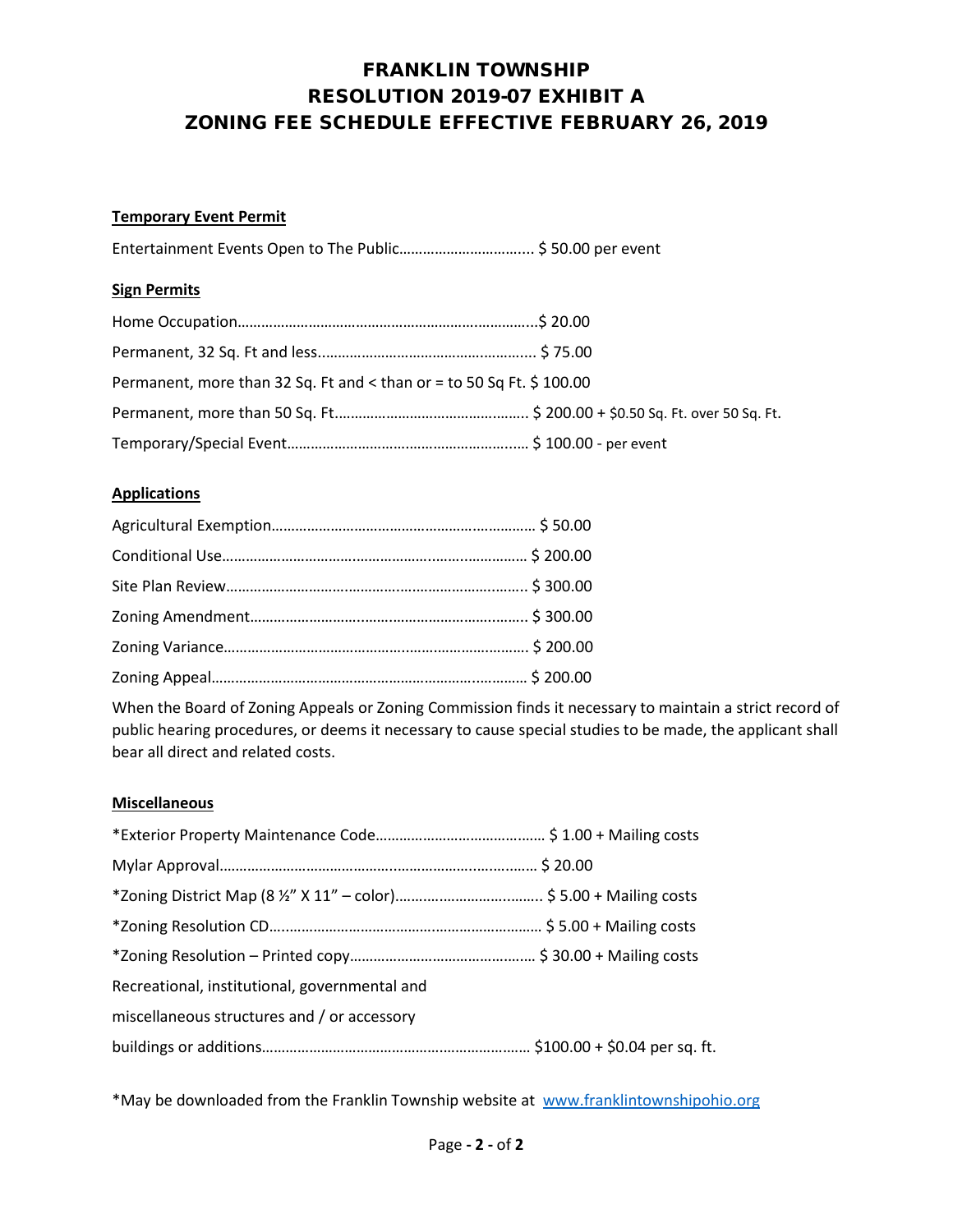# FRANKLIN TOWNSHIP
# RESOLUTION 2019-07 EXHIBIT A
# ZONING FEE SCHEDULE EFFECTIVE FEBRUARY 26, 2019

**Temporary Event Permit**

Entertainment Events Open to The Public................................. $ 50.00 per event

**Sign Permits**

Home Occupation..........................................................................$ 20.00

Permanent, 32 Sq. Ft and less...................................................... $ 75.00

Permanent, more than 32 Sq. Ft and < than or = to 50 Sq Ft. $ 100.00

Permanent, more than 50 Sq. Ft................................................ $ 200.00 + $0.50 Sq. Ft. over 50 Sq. Ft.

Temporary/Special Event........................................................... $ 100.00 - per event

**Applications**

Agricultural Exemption................................................................. $ 50.00

Conditional Use........................................................................... $ 200.00

Site Plan Review.......................................................................... $ 300.00

Zoning Amendment..................................................................... $ 300.00

Zoning Variance........................................................................... $ 200.00

Zoning Appeal.............................................................................. $ 200.00

When the Board of Zoning Appeals or Zoning Commission finds it necessary to maintain a strict record of public hearing procedures, or deems it necessary to cause special studies to be made, the applicant shall bear all direct and related costs.

**Miscellaneous**

*Exterior Property Maintenance Code.......................................... $ 1.00 + Mailing costs

Mylar Approval.............................................................................. $ 20.00

*Zoning District Map (8 ½" X 11" – color).................................... $ 5.00 + Mailing costs

*Zoning Resolution CD.................................................................. $ 5.00 + Mailing costs

*Zoning Resolution – Printed copy............................................. $ 30.00 + Mailing costs

Recreational, institutional, governmental and
miscellaneous structures and / or accessory
buildings or additions.................................................................. $100.00 + $0.04 per sq. ft.

*May be downloaded from the Franklin Township website at [www.franklintownshipohio.org](http://www.franklintownshipohio.org)